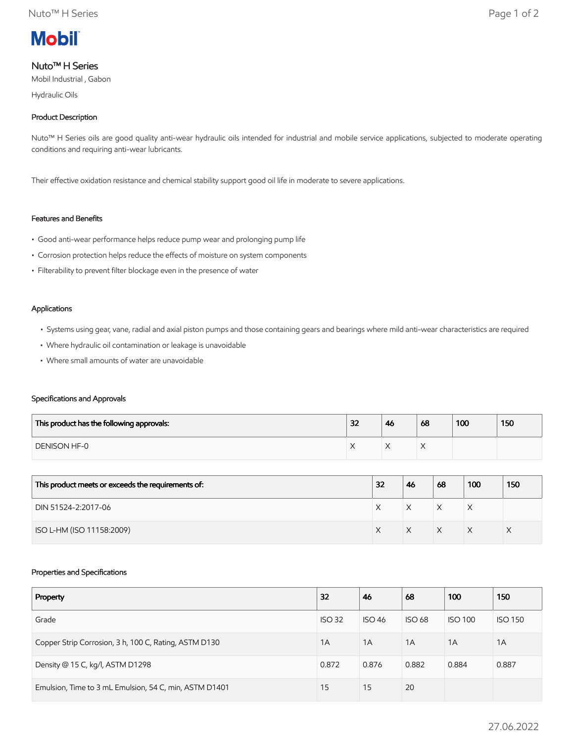Mobil

# Nuto™ H Series

Mobil Industrial , Gabon

Hydraulic Oils

## Product Description

Nuto™ H Series oils are good quality anti-wear hydraulic oils intended for industrial and mobile service applications, subjected to moderate operating conditions and requiring anti-wear lubricants.

Their effective oxidation resistance and chemical stability support good oil life in moderate to severe applications.

## Features and Benefits

- Good anti-wear performance helps reduce pump wear and prolonging pump life
- Corrosion protection helps reduce the effects of moisture on system components
- Filterability to prevent filter blockage even in the presence of water

## Applications

- Systems using gear, vane, radial and axial piston pumps and those containing gears and bearings where mild anti-wear characteristics are required
- Where hydraulic oil contamination or leakage is unavoidable
- Where small amounts of water are unavoidable

## Specifications and Approvals

| This product has the following approvals: | 32 | 46 | 68 | 100 | 150 |
|---|---|---|---|---|---|
| DENISON HF-0 | X | X | X | | |

| This product meets or exceeds the requirements of: | 32 | 46 | 68 | 100 | 150 |
|---|---|---|---|---|---|
| DIN 51524-2:2017-06 | X | X | X | X | |
| ISO L-HM (ISO 11158:2009) | X | X | X | X | X |

## Properties and Specifications

| Property | 32 | 46 | 68 | 100 | 150 |
|---|---|---|---|---|---|
| Grade | ISO 32 | ISO 46 | ISO 68 | ISO 100 | ISO 150 |
| Copper Strip Corrosion, 3 h, 100 C, Rating, ASTM D130 | 1A | 1A | 1A | 1A | 1A |
| Density @ 15 C, kg/l, ASTM D1298 | 0.872 | 0.876 | 0.882 | 0.884 | 0.887 |
| Emulsion, Time to 3 mL Emulsion, 54 C, min, ASTM D1401 | 15 | 15 | 20 | | |

27.06.2022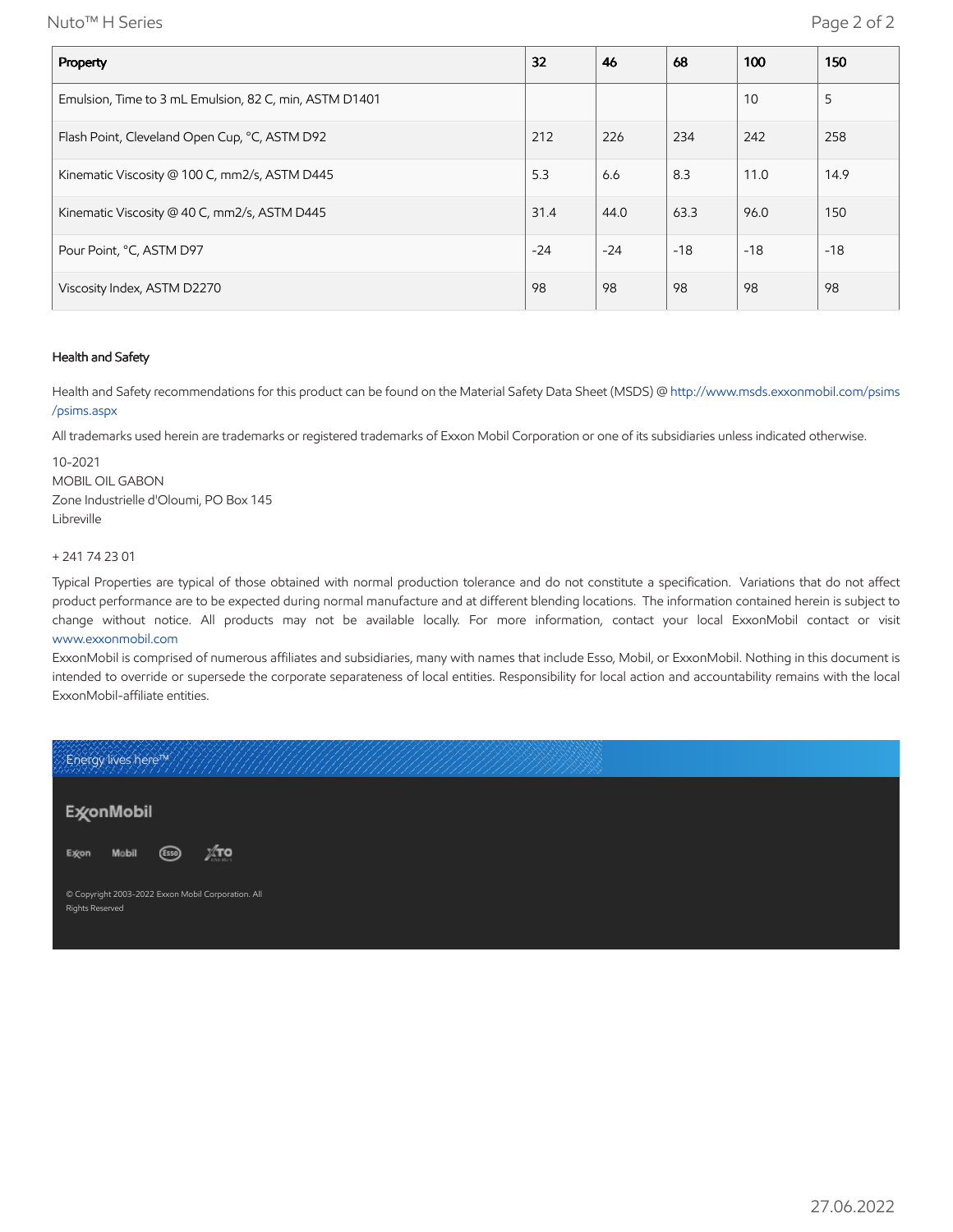| Property | 32 | 46 | 68 | 100 | 150 |
|---|---|---|---|---|---|
| Emulsion, Time to 3 mL Emulsion, 82 C, min, ASTM D1401 | | | | 10 | 5 |
| Flash Point, Cleveland Open Cup, °C, ASTM D92 | 212 | 226 | 234 | 242 | 258 |
| Kinematic Viscosity @ 100 C, mm2/s, ASTM D445 | 5.3 | 6.6 | 8.3 | 11.0 | 14.9 |
| Kinematic Viscosity @ 40 C, mm2/s, ASTM D445 | 31.4 | 44.0 | 63.3 | 96.0 | 150 |
| Pour Point, °C, ASTM D97 | -24 | -24 | -18 | -18 | -18 |
| Viscosity Index, ASTM D2270 | 98 | 98 | 98 | 98 | 98 |

#### Health and Safety

Health and Safety recommendations for this product can be found on the Material Safety Data Sheet (MSDS) @ http://www.msds.exxonmobil.com/psims/psims.aspx

All trademarks used herein are trademarks or registered trademarks of Exxon Mobil Corporation or one of its subsidiaries unless indicated otherwise.

10-2021
MOBIL OIL GABON
Zone Industrielle d'Oloumi, PO Box 145
Libreville

+ 241 74 23 01

Typical Properties are typical of those obtained with normal production tolerance and do not constitute a specification. Variations that do not affect product performance are to be expected during normal manufacture and at different blending locations. The information contained herein is subject to change without notice. All products may not be available locally. For more information, contact your local ExxonMobil contact or visit www.exxonmobil.com

ExxonMobil is comprised of numerous affiliates and subsidiaries, many with names that include Esso, Mobil, or ExxonMobil. Nothing in this document is intended to override or supersede the corporate separateness of local entities. Responsibility for local action and accountability remains with the local ExxonMobil-affiliate entities.

Energy lives here™

ExxonMobil

Exxon Mobil Esso XTO

© Copyright 2003-2022 Exxon Mobil Corporation. All Rights Reserved